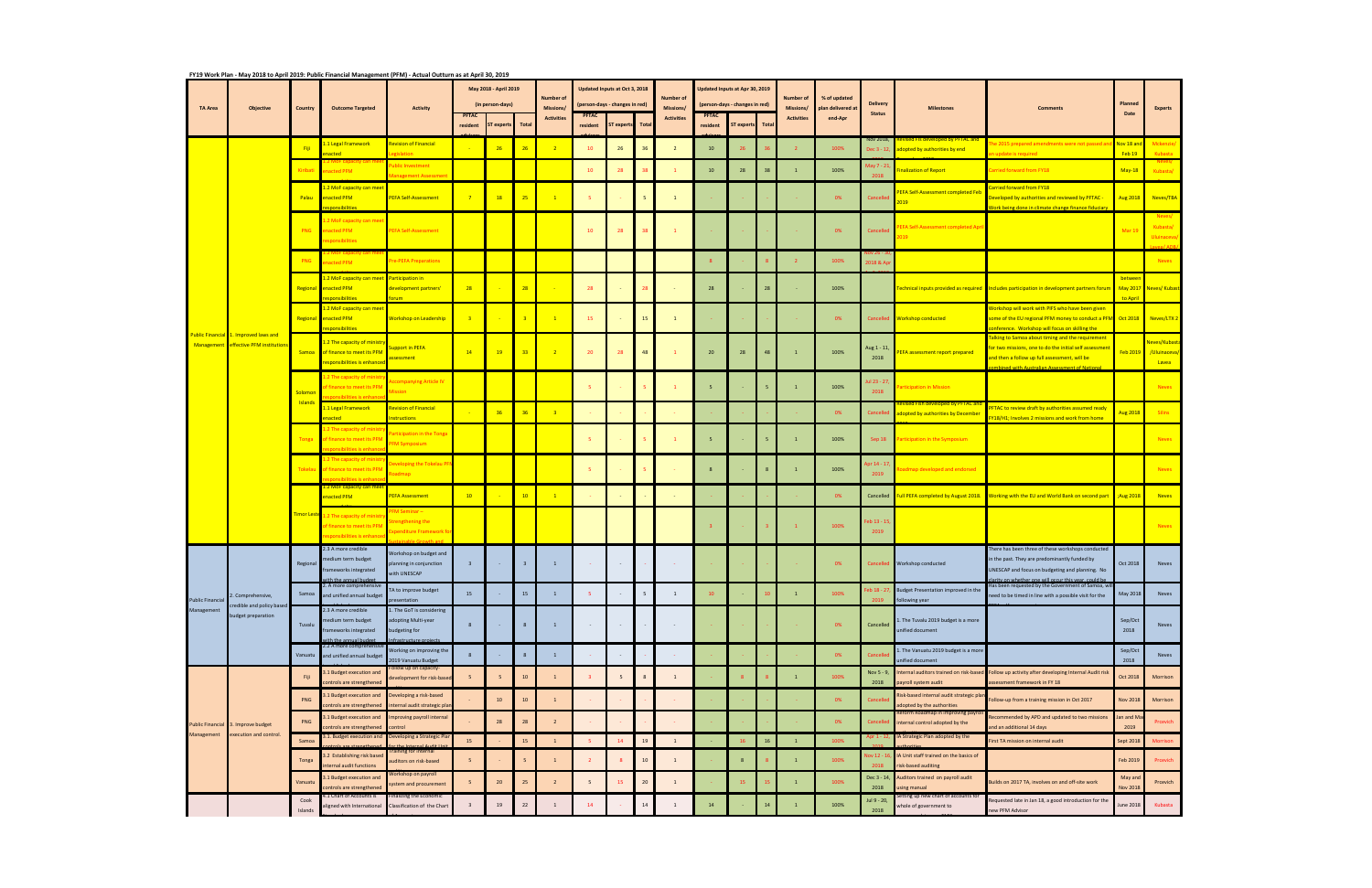# FY19 Work Plan - May 2018 to April 2019: Public Financial Management (PFM) - Actual Outturn as at April 30, 2019

| TA Area | Objective | Country | Outcome Targeted | Activity | May 2018 - April 2019 (in person-days) PFTAC resident advisors | ST experts | Total | Number of Missions/ Activities | Updated Inputs at Oct 3, 2018 (person-days - changes in red) PFTAC resident advisors | ST experts | Total | Number of Missions/ Activities | Updated Inputs at Apr 30, 2019 (person-days - changes in red) PFTAC resident advisors | ST experts | Total | Number of Missions/ Activities | % of updated plan delivered at end-Apr | Delivery Status | Milestones | Comments | Planned Date | Experts |
|---|---|---|---|---|---|---|---|---|---|---|---|---|---|---|---|---|---|---|---|---|---|---|
| Public Financial Management | 1. Improved laws and effective PFM institutions | Fiji | 1.1 Legal Framework enacted | Revision of Financial Legislation | - | 26 | 26 | 2 | 10 | 26 | 36 | 2 | 10 | 26 | 36 | 2 | 100% | Nov 2018; Dec 3 - 12, | Revised FR developed by PFTAC and adopted by authorities by end | The 2015 prepared amendments were not passed and an update is required | Nov 18 and Feb 19 | Mckenzie/ Kubasta |
| | | Kiribati | 1.2 MoF capacity can meet enacted PFM | Public Investment Management Assessment | | | | | 10 | 28 | 38 | 1 | 10 | 28 | 38 | 1 | 100% | May 7 - 21, 2018 | Finalization of Report | Carried forward from FY18 | May-18 | Neves/ Kubasta/ |
| | | Palau | 1.2 MoF capacity can meet enacted PFM responsibilities | PEFA Self-Assessment | 7 | 18 | 25 | 1 | 5 | - | 5 | 1 | - | - | - | - | 0% | Cancelled | PEFA Self-Assessment completed Feb 2019 | Carried forward from FY18 Developed by authorities and reviewed by PFTAC - Work being done in climate change finance fiduciary | Aug 2018 | Neves/TBA |
| | | PNG | 1.2 MoF capacity can meet enacted PFM responsibilities | PEFA Self-Assessment | | | | | 10 | 28 | 38 | 1 | - | - | - | - | 0% | Cancelled | PEFA Self-Assessment completed April 2019 | | Mar 19 | Neves/ Kubasta/ Ulunaseva/ Lavea/ ADB/ |
| | | PNG | 1.2 MoF capacity can meet enacted PFM | Pre-PEFA Preparations | | | | | | | | | 8 | - | 8 | 2 | 100% | Nov 26 - 30, 2018 & Apr | | | | Neves |
| | | Regional | 1.2 MoF capacity can meet enacted PFM responsibilities | Participation in development partners' forum | 28 | - | 28 | - | 28 | - | 28 | - | 28 | - | 28 | - | 100% | | Technical inputs provided as required | Includes participation in development partners forum | between May 2017 to April | Neves/ Kubasta |
| | | Regional | 1.2 MoF capacity can meet enacted PFM responsibilities | Workshop on Leadership | 3 | - | 3 | 1 | 15 | - | 15 | 1 | - | - | - | - | 0% | Cancelled | Workshop conducted | Workshop will work with PIFS who have been given some of the EU regional PFM money to conduct a PFM conference. Workshop will focus on skilling the | Oct 2018 | Neves/LTX 2 |
| | | Samoa | 1.2 The capacity of ministry of finance to meet its PFM responsibilities is enhanced | Support in PEFA assessment | 14 | 19 | 33 | 2 | 20 | 28 | 48 | 1 | 20 | 28 | 48 | 1 | 100% | Aug 1 - 11, 2018 | PEFA assessment report prepared | Talking to Samoa about timing and the requirement for two missions, one to do the initial self assessment and then a follow up full assessment, will be combined with Australian Assessment of National | Feb 2019 | Neves/Kubasta /Ulunaseva/ Lavea |
| | | Solomon Islands | 1.2 The capacity of ministry of finance to meet its PFM responsibilities is enhanced | Accompanying Article IV Mission | | | | | 5 | - | 5 | 1 | 5 | - | 5 | 1 | 100% | Jul 20 - 27, 2018 | Participation in Mission | | | Neves |
| | | Solomon Islands | 1.1 Legal Framework enacted | Revision of Financial Instructions | - | 36 | 36 | 3 | - | - | - | - | - | - | - | - | 0% | Cancelled | Revised FI developed by PFTAC and adopted by authorities by December | PFTAC to review draft by authorities assumed ready FY18/H1; Involves 2 missions and work from home | Aug 2018 | Silins |
| | | Tonga | 1.2 The capacity of ministry of finance to meet its PFM responsibilities is enhanced | Participation in the Tonga PFM Symposium | | | | | 5 | - | 5 | 1 | 5 | - | 5 | 1 | 100% | Sep 18 | Participation in the Symposium | | | Neves |
| | | Tokelau | 1.2 The capacity of ministry of finance to meet its PFM responsibilities is enhanced | Developing the Tokelau PFM Roadmap | | | | | 5 | - | 5 | - | 8 | - | 8 | 1 | 100% | Apr 14 - 17, 2019 | Roadmap developed and endorsed | | | Neves |
| | | Timor Leste | 1.2 MoF capacity can meet enacted PFM | PEFA Assessment | 10 | - | 10 | 1 | - | - | - | - | - | - | - | - | 0% | Cancelled | Full PEFA completed by August 2018. | Working with the EU and World Bank on second part | Aug 2018 | Neves |
| | | Timor Leste | 1.2 The capacity of ministry of finance to meet its PFM responsibilities is enhanced | PFM Seminar – Strengthening the Expenditure Framework for Sustainable Growth and | | | | | | | | | 3 | - | 3 | 1 | 100% | Feb 13 - 13, 2019 | | | | Neves |
| Public Financial Management | 2. Comprehensive, credible and policy based budget preparation | Regional | 2.1 A more credible medium term budget frameworks integrated with the annual budget | Workshop on budget and planning in conjunction with UNESCAP | 3 | - | 3 | 1 | - | - | - | - | - | - | - | - | 0% | Cancelled | Workshop conducted | There has been three of these workshops conducted in the past. They are predominantly funded by UNESCAP and focus on budgeting and planning. No clarity on whether one will occur this year, could be | Oct 2018 | Neves |
| | | Samoa | 2. A more comprehensive and unified annual budget | TA to improve budget presentation | 15 | - | 15 | 1 | 5 | - | 5 | 1 | 10 | - | 10 | 1 | 100% | Feb 18 - 27, 2019 | Budget Presentation improved in the following year | Has been requested by the Government of Samoa, will need to be timed in line with a possible visit for the | May 2018 | Neves |
| | | Tuvalu | 2.1 A more credible medium term budget frameworks integrated with the annual budget | 1. The GoT is considering adopting Multi-year budgeting for infrastructure projects | 8 | - | 8 | 1 | - | - | - | - | - | - | - | - | 0% | Cancelled | 1. The Tuvalu 2019 budget is a more unified document | | Sep/Oct 2018 | Neves |
| | | Vanuatu | 2.2 A more comprehensive and unified annual budget | Working on improving the 2019 Vanuatu Budget | 8 | - | 8 | 1 | - | - | - | - | - | - | - | - | 0% | Cancelled | 1. The Vanuatu 2019 budget is a more unified document | | Sep/Oct 2018 | Neves |
| Public Financial Management | 3. Improve budget execution and control. | Fiji | 3.1 Budget execution and controls are strengthened | Follow up on capacity-development for risk-based | 5 | 5 | 10 | 1 | 3 | 5 | 8 | 1 | - | 8 | 8 | 1 | 100% | Nov 5 - 9, 2018 | Internal auditors trained on risk-based payroll system audit | Follow up activity after developing Internal Audit risk assessment framework in FY 18 | Oct 2018 | Morrison |
| | | PNG | 3.1 Budget execution and controls are strengthened | Developing a risk-based internal audit strategic plan | - | 10 | 10 | 1 | - | - | - | - | - | - | - | - | 0% | Cancelled | Risk-based internal audit strategic plan adopted by the authorities | Follow-up from a training mission in Oct 2017 | Nov 2018 | Morrison |
| | | PNG | 3.1 Budget execution and controls are strengthened | Improving payroll internal control | - | 28 | 28 | 2 | - | - | - | - | - | - | - | - | 0% | Cancelled | Reform Roadmap in improving payroll internal control adopted by the | Recommended by APD and updated to two missions and an additional 14 days | Jan and Mar 2019 | Provich |
| | | Samoa | 3.1. Budget execution and controls are strengthened | Developing a Strategic Plan for the Internal Audit Unit | 15 | - | 15 | 1 | 5 | 14 | 19 | 1 | - | 16 | 16 | 1 | 100% | Apr 1 - 12, 2019 | IA Strategic Plan adopted by the authorities | First TA mission on internal audit | Sept 2018 | Morrison |
| | | Tonga | 3.2 Establishing risk based internal audit functions | Training for internal auditors on risk-based | 5 | - | 5 | 1 | 2 | 8 | 10 | 1 | - | 8 | 8 | 1 | 100% | Nov 12 - 16, 2018 | IA Unit staff trained on the basics of risk-based auditing | | Feb 2019 | Provich |
| | | Vanuatu | 3.1 Budget execution and controls are strengthened | Workshop on payroll system and procurement | 5 | 20 | 25 | 2 | 5 | 15 | 20 | 1 | - | 15 | 15 | 1 | 100% | Dec 3 - 14, 2018 | Auditors trained on payroll audit using manual | Builds on 2017 TA, involves on and off-site work | May and Nov 2018 | Provich |
| | | Cook Islands | 4.1 Chart of Accounts is aligned with International | Finalizing the Economic Classification of the Chart | 3 | 19 | 22 | 1 | 14 | - | 14 | 1 | 14 | - | 14 | 1 | 100% | Jul 9 - 20, 2018 | Setting up new chart of accounts for whole of government to | Requested late in Jan 18, a good introduction for the new PFM Advisor | June 2018 | Kubasta |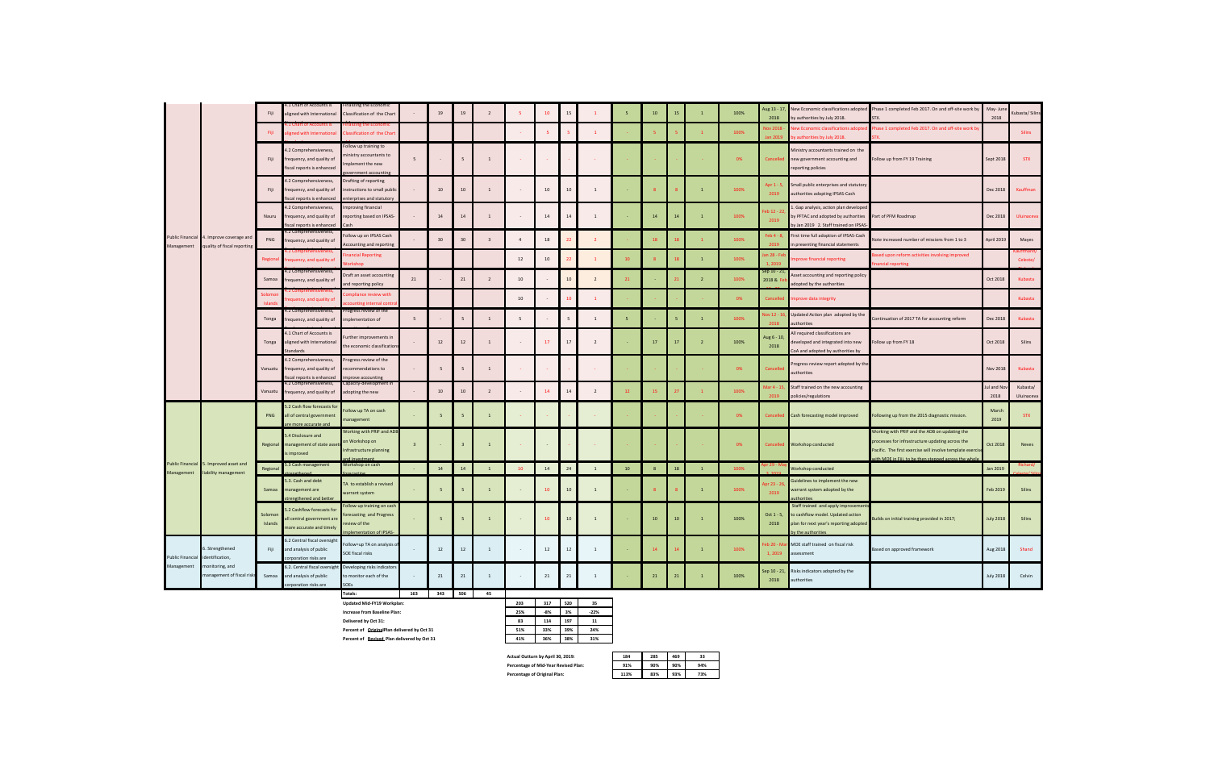| | | | | | | | | | | | | | | | | | | | | | | | |
|---|---|---|---|---|---|---|---|---|---|---|---|---|---|---|---|---|---|---|---|---|---|---|---|
| Public Financial Management | 4. Improve coverage and quality of fiscal reporting | Fiji | 4.1 Chart of Accounts is aligned with International | Finalizing the economic Classification of the Chart | - | 19 | 19 | 2 | 5 | 10 | 15 | 1 | 5 | 10 | 15 | 1 | 100% | Aug 13 - 17, 2018 | New Economic classifications adopted by authorities by July 2018. | Phase 1 completed Feb 2017. On and off-site work by STX. | May- June 2018 | Kubasta/ Silins |
| | | Fiji | 4.1 Chart of Accounts is aligned with International | Finalizing the economic Classification of the Chart | | | | | - | 5 | 5 | 1 | - | 5 | 5 | 1 | 100% | Nov 2018 - Jan 2019 | New Economic classifications adopted by authorities by July 2018. | Phase 1 completed Feb 2017. On and off-site work by STX. | | Silins |
| | | Fiji | 4.2 Comprehensiveness, frequency, and quality of fiscal reports is enhanced | Follow up training to ministry accountants to implement the new government accounting | 5 | - | 5 | 1 | - | - | - | - | - | - | - | - | 0% | Cancelled | Ministry accountants trained on the new government accounting and reporting policies | Follow up from FY 19 Training | Sept 2018 | STX |
| | | Fiji | 4.2 Comprehensiveness, frequency, and quality of fiscal reports is enhanced | Drafting of reporting instructions to small public enterprises and statutory | - | 10 | 10 | 1 | - | 10 | 10 | 1 | - | 8 | 8 | 1 | 100% | Apr 1 - 5, 2019 | Small public enterprises and statutory authorities adopting IPSAS-Cash | | Dec 2018 | Kauffman |
| | | Nauru | 4.2 Comprehensiveness, frequency, and quality of fiscal reports is enhanced | Improving financial reporting based on IPSAS-Cash | - | 14 | 14 | 1 | - | 14 | 14 | 1 | - | 14 | 14 | 1 | 100% | Feb 12 - 22, 2019 | 1. Gap analysis, action plan developed by PFTAC and adopted by authorities by Jan 2019 2. Staff trained on IPSAS- | Part of PFM Roadmap | Dec 2018 | Uluinaceva |
| | | PNG | 4.2 Comprehensiveness, frequency, and quality of | Follow up on IPSAS Cash Accounting and reporting | - | 30 | 30 | 3 | 4 | 18 | 22 | 2 | - | 18 | 18 | 1 | 100% | Feb 4 - 8, 2019 | First time full adoption of IPSAS-Cash in presenting financial statements | Note increased number of missions from 1 to 3 | April 2019 | Mayes |
| | | Regional | 4.2 Comprehensiveness, frequency, and quality of | Financial Reporting Workshop | | | | | 12 | 10 | 22 | 1 | 10 | 8 | 18 | 1 | 100% | Jan 28 - Feb 1, 2019 | Improve financial reporting | Based upon reform activities involving improved financial reporting | | Kauffmann/ Celeste/ |
| | | Samoa | 4.2 Comprehensiveness, frequency, and quality of | Draft an asset accounting and reporting policy | 21 | - | 21 | 2 | 10 | - | 10 | 2 | 21 | - | 21 | 2 | 100% | Sep 10 - 21, 2018 & Feb | Asset accounting and reporting policy adopted by the authorities | | Oct 2018 | Kubasta |
| | | Solomon Islands | 4.2 Comprehensiveness, frequency, and quality of | Compliance review with accounting internal control | | | | | 10 | - | 10 | 1 | - | - | - | - | 0% | Cancelled | Improve data integrity | | | Kubasta |
| | | Tonga | 4.2 Comprehensiveness, frequency, and quality of | Progress review of the implementation of | 5 | - | 5 | 1 | 5 | - | 5 | 1 | 5 | - | 5 | 1 | 100% | Nov 12 - 16, 2018 | Updated Action plan adopted by the authorities | Continuation of 2017 TA for accounting reform | Dec 2018 | Kubasta |
| | | Tonga | 4.1 Chart of Accounts is aligned with International Standards | Further improvements in the economic classifications | - | 12 | 12 | 1 | - | 17 | 17 | 2 | - | 17 | 17 | 2 | 100% | Aug 6 - 10, 2018 | All required classifications are developed and integrated into new CoA and adopted by authorities by | Follow up from FY 18 | Oct 2018 | Silins |
| | | Vanuatu | 4.2 Comprehensiveness, frequency, and quality of fiscal reports is enhanced | Progress review of the recommendations to improve accounting | - | 5 | 5 | 1 | - | - | - | - | - | - | - | - | 0% | Cancelled | Progress review report adopted by the authorities | | Nov 2018 | Kubasta |
| | | Vanuatu | 4.2 Comprehensiveness, frequency, and quality of | Capacity-Development in adopting the new | - | 10 | 10 | 2 | - | 14 | 14 | 2 | 12 | 15 | 27 | 1 | 100% | Mar 4 - 15, 2019 | Staff trained on the new accounting policies/regulations | | Jul and Nov 2018 | Kubasta/ Uluinaceva |
| Public Financial Management | 5. Improved asset and liability management | PNG | 5.2 Cash flow forecasts for all of central government are more accurate and | Follow up TA on cash management | - | 5 | 5 | 1 | - | - | - | - | - | - | - | - | 0% | Cancelled | Cash forecasting model improved | Following up from the 2015 diagnostic mission. | March 2019 | STX |
| | | Regional | 5.4 Disclosure and management of state assets is improved | Working with PRIF and ADB on Workshop on infrastructure planning and investment | 3 | - | 3 | 1 | - | - | - | - | - | - | - | - | 0% | Cancelled | Workshop conducted | Working with PRIF and the ADB on updating the processes for infrastructure updating across the Pacific. The first exercise will involve template exercise with MOE in Fiji to be then stepped across the whole | Oct 2018 | Neves |
| | | Regional | 5.3 Cash management strengthened | Workshop on cash forecasting | - | 14 | 14 | 1 | 10 | 14 | 24 | 1 | 10 | 8 | 18 | 1 | 100% | Apr 29 - May 3, 2019 | Workshop conducted | | Jan 2019 | Richard/ Celeste/ Silins |
| | | Samoa | 5.3. Cash and debt management are strengthened and better | TA to establish a revised warrant system | - | 5 | 5 | 1 | - | 10 | 10 | 1 | - | 8 | 8 | 1 | 100% | Apr 20 - 26, 2019 | Guidelines to implement the new warrant system adopted by the authorities | | Feb 2019 | Silins |
| | | Solomon Islands | 5.2 Cashflow forecasts for all central government are more accurate and timely | Follow-up training on cash forecasting and Progress review of the implementation of IPSAS- | - | 5 | 5 | 1 | - | 10 | 10 | 1 | - | 10 | 10 | 1 | 100% | Oct 1 - 5, 2018 | Staff trained and apply improvements to cashflow model. Updated action plan for next year's reporting adopted by the authorities | Builds on initial training provided in 2017; | July 2018 | Silins |
| Public Financial Management | 6. Strengthened identification, monitoring, and management of fiscal risks | Fiji | 6.2 Central fiscal oversight and analysis of public corporation risks are | Follow-up TA on analysis of SOE fiscal risks | - | 12 | 12 | 1 | - | 12 | 12 | 1 | - | 14 | 14 | 1 | 100% | Feb 20 - Mar 1, 2019 | MOE staff trained on fiscal risk assessment | Based on approved framework | Aug 2018 | Shand |
| | | Samoa | 6.2. Central fiscal oversight and analysis of public corporation risks are | Developing risks indicators to monitor each of the SOEs | - | 21 | 21 | 1 | - | 21 | 21 | 1 | - | 21 | 21 | 1 | 100% | Sep 10 - 21, 2018 | Risks indicators adopted by the authorities | | July 2018 | Colvin |
| | | | | Totals: | 163 | 343 | 506 | 45 | | | | | | | | | | | | | | |

| | | | | |
|---|---|---|---|---|
| Updated Mid-FY19 Workplan: | 203 | 317 | 520 | 35 |
| Increase from Baseline Plan: | 25% | -8% | 3% | -22% |
| Delivered by Oct 31: | 83 | 114 | 197 | 11 |
| Percent of Original Plan delivered by Oct 31 | 51% | 33% | 39% | 24% |
| Percent of Revised Plan delivered by Oct 31 | 41% | 36% | 38% | 31% |

| | | | | |
|---|---|---|---|---|
| Actual Outturn by April 30, 2019: | 184 | 285 | 469 | 33 |
| Percentage of Mid-Year Revised Plan: | 91% | 90% | 90% | 94% |
| Percentage of Original Plan: | 113% | 83% | 93% | 73% |